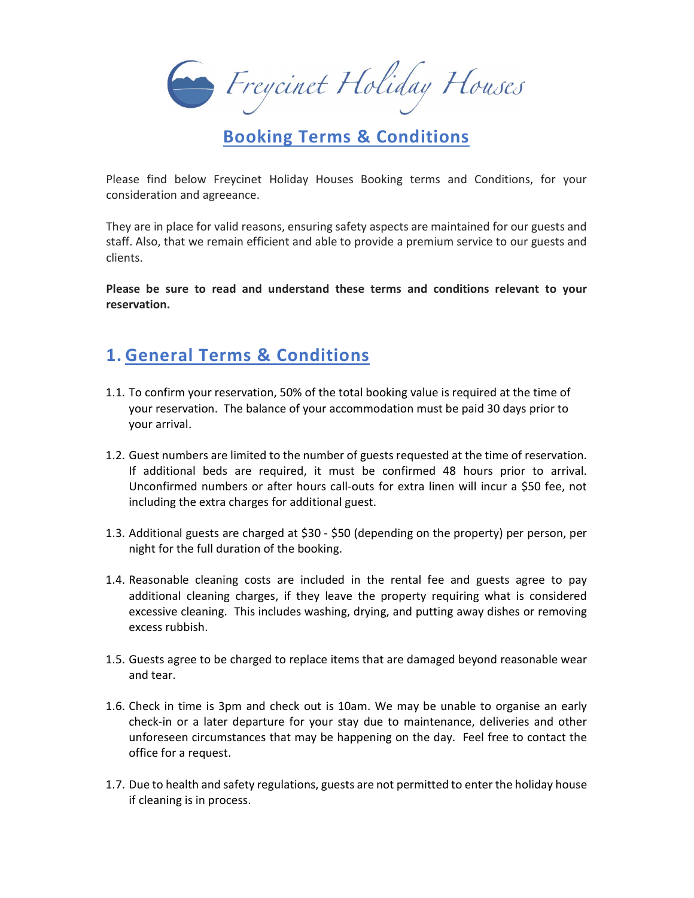# Freycinet Holiday Houses

## Booking Terms & Conditions

Please find below Freycinet Holiday Houses Booking terms and Conditions, for your consideration and agreeance.

They are in place for valid reasons, ensuring safety aspects are maintained for our guests and staff. Also, that we remain efficient and able to provide a premium service to our guests and clients.

**Please be sure to read and understand these terms and conditions relevant to your reservation.**

## 1. General Terms & Conditions

1.1. To confirm your reservation, 50% of the total booking value is required at the time of your reservation. The balance of your accommodation must be paid 30 days prior to your arrival.

1.2. Guest numbers are limited to the number of guests requested at the time of reservation. If additional beds are required, it must be confirmed 48 hours prior to arrival. Unconfirmed numbers or after hours call-outs for extra linen will incur a $50 fee, not including the extra charges for additional guest.

1.3. Additional guests are charged at $30 - $50 (depending on the property) per person, per night for the full duration of the booking.

1.4. Reasonable cleaning costs are included in the rental fee and guests agree to pay additional cleaning charges, if they leave the property requiring what is considered excessive cleaning. This includes washing, drying, and putting away dishes or removing excess rubbish.

1.5. Guests agree to be charged to replace items that are damaged beyond reasonable wear and tear.

1.6. Check in time is 3pm and check out is 10am. We may be unable to organise an early check-in or a later departure for your stay due to maintenance, deliveries and other unforeseen circumstances that may be happening on the day. Feel free to contact the office for a request.

1.7. Due to health and safety regulations, guests are not permitted to enter the holiday house if cleaning is in process.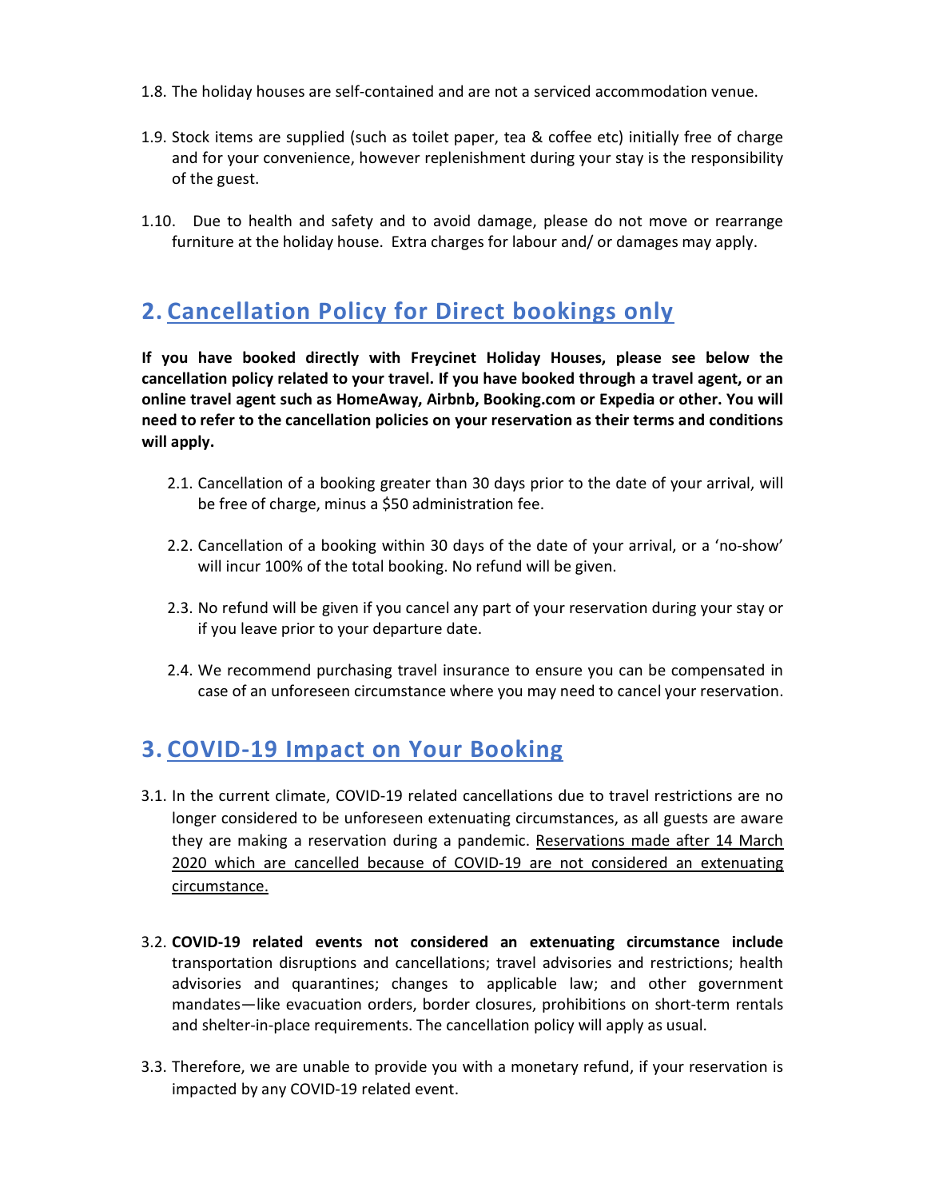1.8. The holiday houses are self-contained and are not a serviced accommodation venue.

1.9. Stock items are supplied (such as toilet paper, tea & coffee etc) initially free of charge and for your convenience, however replenishment during your stay is the responsibility of the guest.

1.10. Due to health and safety and to avoid damage, please do not move or rearrange furniture at the holiday house. Extra charges for labour and/ or damages may apply.

## 2. Cancellation Policy for Direct bookings only

**If you have booked directly with Freycinet Holiday Houses, please see below the cancellation policy related to your travel. If you have booked through a travel agent, or an online travel agent such as HomeAway, Airbnb, Booking.com or Expedia or other. You will need to refer to the cancellation policies on your reservation as their terms and conditions will apply.**

2.1. Cancellation of a booking greater than 30 days prior to the date of your arrival, will be free of charge, minus a $50 administration fee.

2.2. Cancellation of a booking within 30 days of the date of your arrival, or a 'no-show' will incur 100% of the total booking. No refund will be given.

2.3. No refund will be given if you cancel any part of your reservation during your stay or if you leave prior to your departure date.

2.4. We recommend purchasing travel insurance to ensure you can be compensated in case of an unforeseen circumstance where you may need to cancel your reservation.

## 3. COVID-19 Impact on Your Booking

3.1. In the current climate, COVID-19 related cancellations due to travel restrictions are no longer considered to be unforeseen extenuating circumstances, as all guests are aware they are making a reservation during a pandemic. Reservations made after 14 March 2020 which are cancelled because of COVID-19 are not considered an extenuating circumstance.

3.2. **COVID-19 related events not considered an extenuating circumstance include** transportation disruptions and cancellations; travel advisories and restrictions; health advisories and quarantines; changes to applicable law; and other government mandates—like evacuation orders, border closures, prohibitions on short-term rentals and shelter-in-place requirements. The cancellation policy will apply as usual.

3.3. Therefore, we are unable to provide you with a monetary refund, if your reservation is impacted by any COVID-19 related event.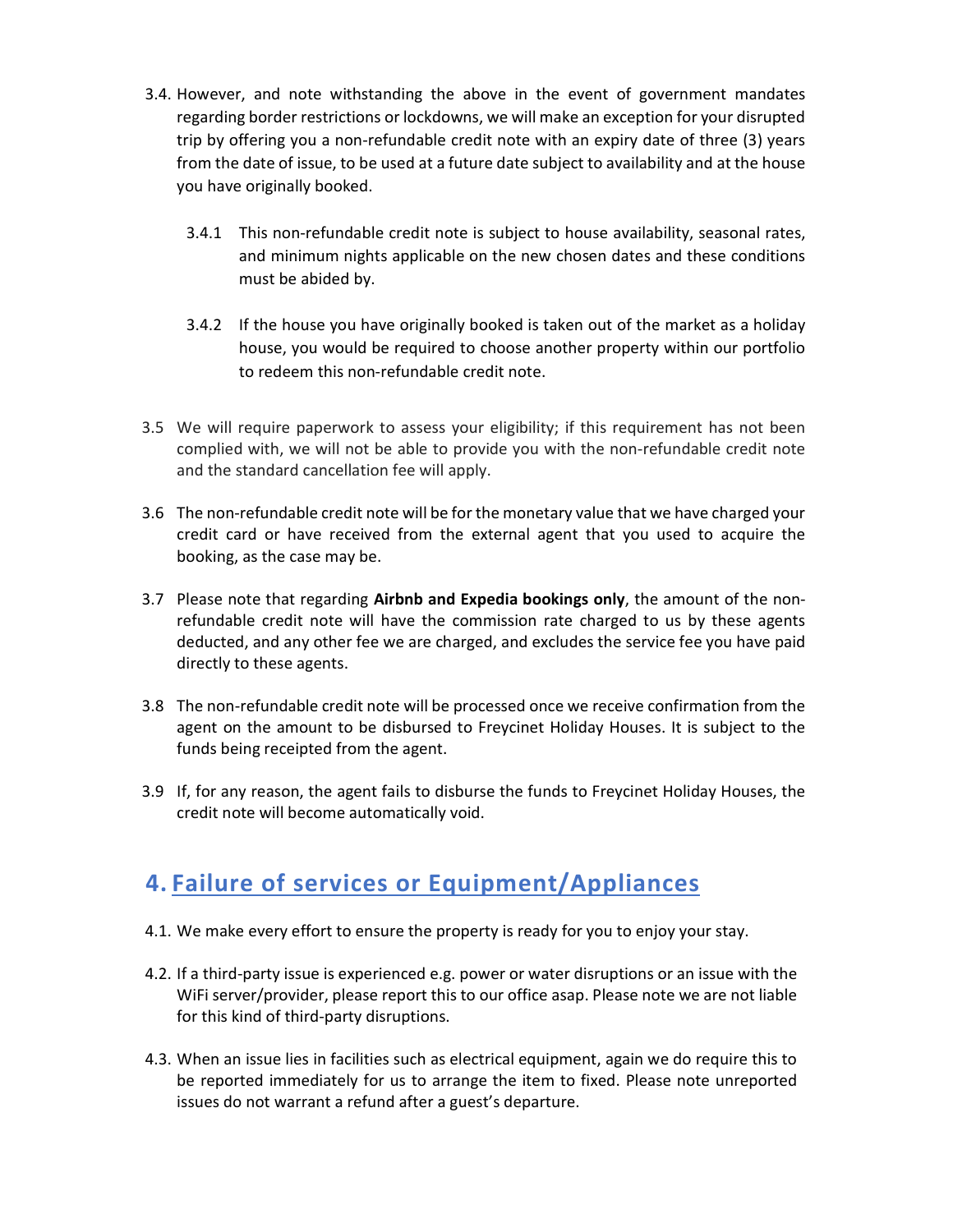3.4. However, and note withstanding the above in the event of government mandates regarding border restrictions or lockdowns, we will make an exception for your disrupted trip by offering you a non-refundable credit note with an expiry date of three (3) years from the date of issue, to be used at a future date subject to availability and at the house you have originally booked.

   3.4.1 This non-refundable credit note is subject to house availability, seasonal rates, and minimum nights applicable on the new chosen dates and these conditions must be abided by.

   3.4.2 If the house you have originally booked is taken out of the market as a holiday house, you would be required to choose another property within our portfolio to redeem this non-refundable credit note.

3.5 We will require paperwork to assess your eligibility; if this requirement has not been complied with, we will not be able to provide you with the non-refundable credit note and the standard cancellation fee will apply.

3.6 The non-refundable credit note will be for the monetary value that we have charged your credit card or have received from the external agent that you used to acquire the booking, as the case may be.

3.7 Please note that regarding **Airbnb and Expedia bookings only**, the amount of the non-refundable credit note will have the commission rate charged to us by these agents deducted, and any other fee we are charged, and excludes the service fee you have paid directly to these agents.

3.8 The non-refundable credit note will be processed once we receive confirmation from the agent on the amount to be disbursed to Freycinet Holiday Houses. It is subject to the funds being receipted from the agent.

3.9 If, for any reason, the agent fails to disburse the funds to Freycinet Holiday Houses, the credit note will become automatically void.

## 4. Failure of services or Equipment/Appliances

4.1. We make every effort to ensure the property is ready for you to enjoy your stay.

4.2. If a third-party issue is experienced e.g. power or water disruptions or an issue with the WiFi server/provider, please report this to our office asap. Please note we are not liable for this kind of third-party disruptions.

4.3. When an issue lies in facilities such as electrical equipment, again we do require this to be reported immediately for us to arrange the item to fixed. Please note unreported issues do not warrant a refund after a guest's departure.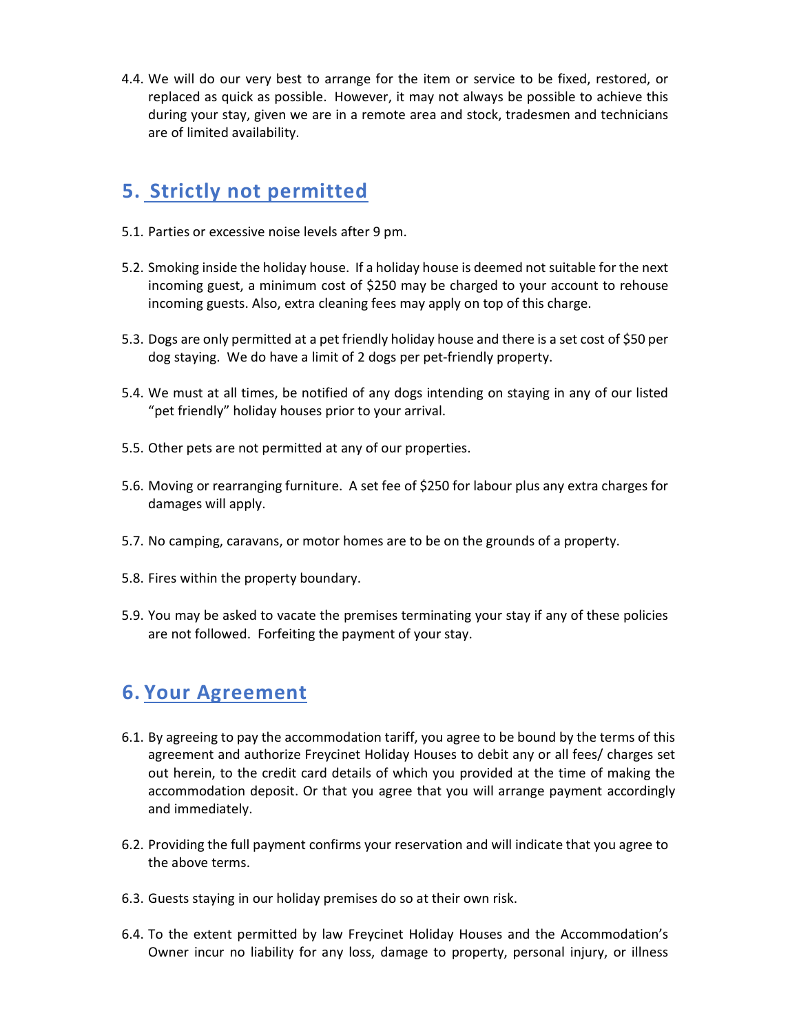4.4. We will do our very best to arrange for the item or service to be fixed, restored, or replaced as quick as possible. However, it may not always be possible to achieve this during your stay, given we are in a remote area and stock, tradesmen and technicians are of limited availability.

## 5. Strictly not permitted

5.1. Parties or excessive noise levels after 9 pm.

5.2. Smoking inside the holiday house. If a holiday house is deemed not suitable for the next incoming guest, a minimum cost of $250 may be charged to your account to rehouse incoming guests. Also, extra cleaning fees may apply on top of this charge.

5.3. Dogs are only permitted at a pet friendly holiday house and there is a set cost of $50 per dog staying. We do have a limit of 2 dogs per pet-friendly property.

5.4. We must at all times, be notified of any dogs intending on staying in any of our listed "pet friendly" holiday houses prior to your arrival.

5.5. Other pets are not permitted at any of our properties.

5.6. Moving or rearranging furniture. A set fee of $250 for labour plus any extra charges for damages will apply.

5.7. No camping, caravans, or motor homes are to be on the grounds of a property.

5.8. Fires within the property boundary.

5.9. You may be asked to vacate the premises terminating your stay if any of these policies are not followed. Forfeiting the payment of your stay.

## 6. Your Agreement

6.1. By agreeing to pay the accommodation tariff, you agree to be bound by the terms of this agreement and authorize Freycinet Holiday Houses to debit any or all fees/ charges set out herein, to the credit card details of which you provided at the time of making the accommodation deposit. Or that you agree that you will arrange payment accordingly and immediately.

6.2. Providing the full payment confirms your reservation and will indicate that you agree to the above terms.

6.3. Guests staying in our holiday premises do so at their own risk.

6.4. To the extent permitted by law Freycinet Holiday Houses and the Accommodation's Owner incur no liability for any loss, damage to property, personal injury, or illness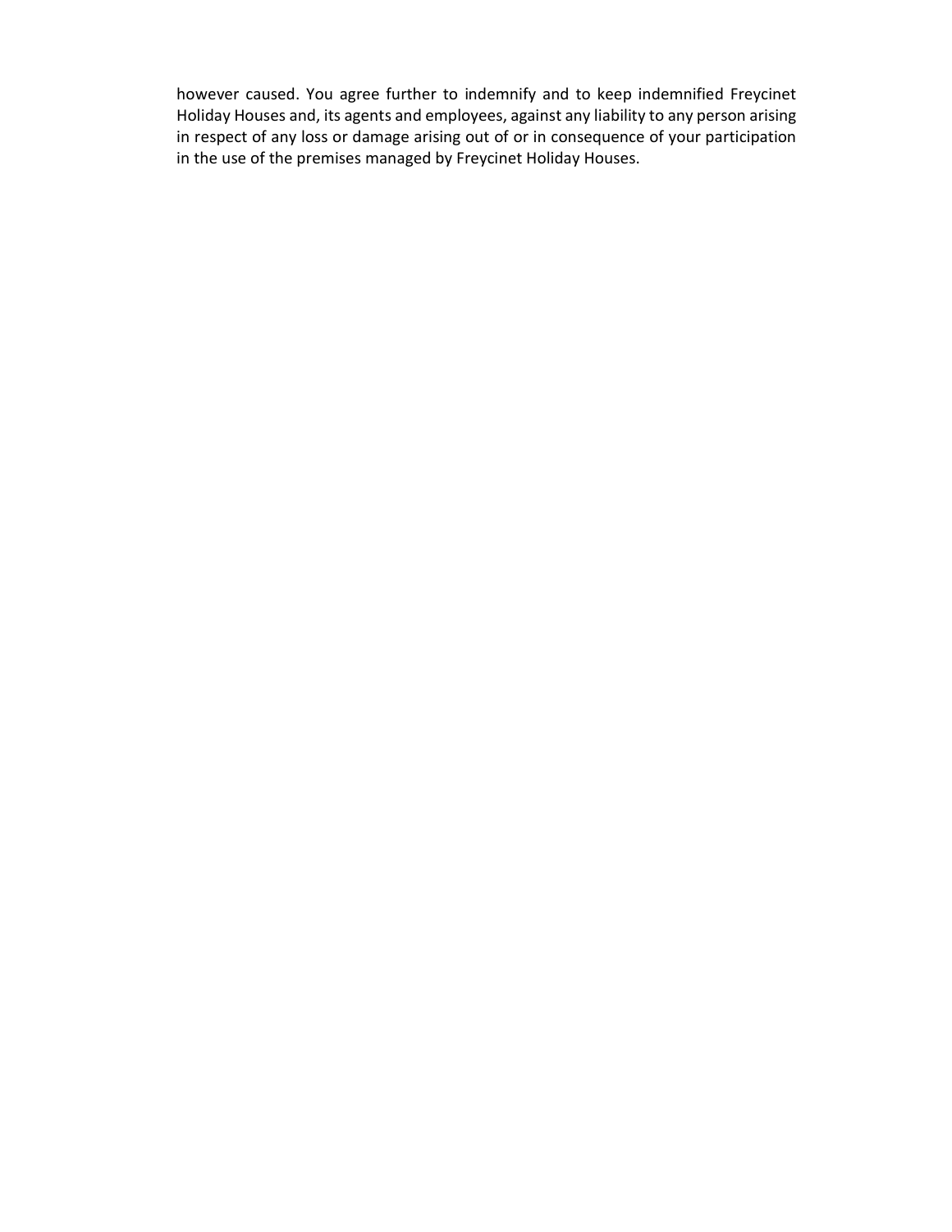however caused. You agree further to indemnify and to keep indemnified Freycinet Holiday Houses and, its agents and employees, against any liability to any person arising in respect of any loss or damage arising out of or in consequence of your participation in the use of the premises managed by Freycinet Holiday Houses.